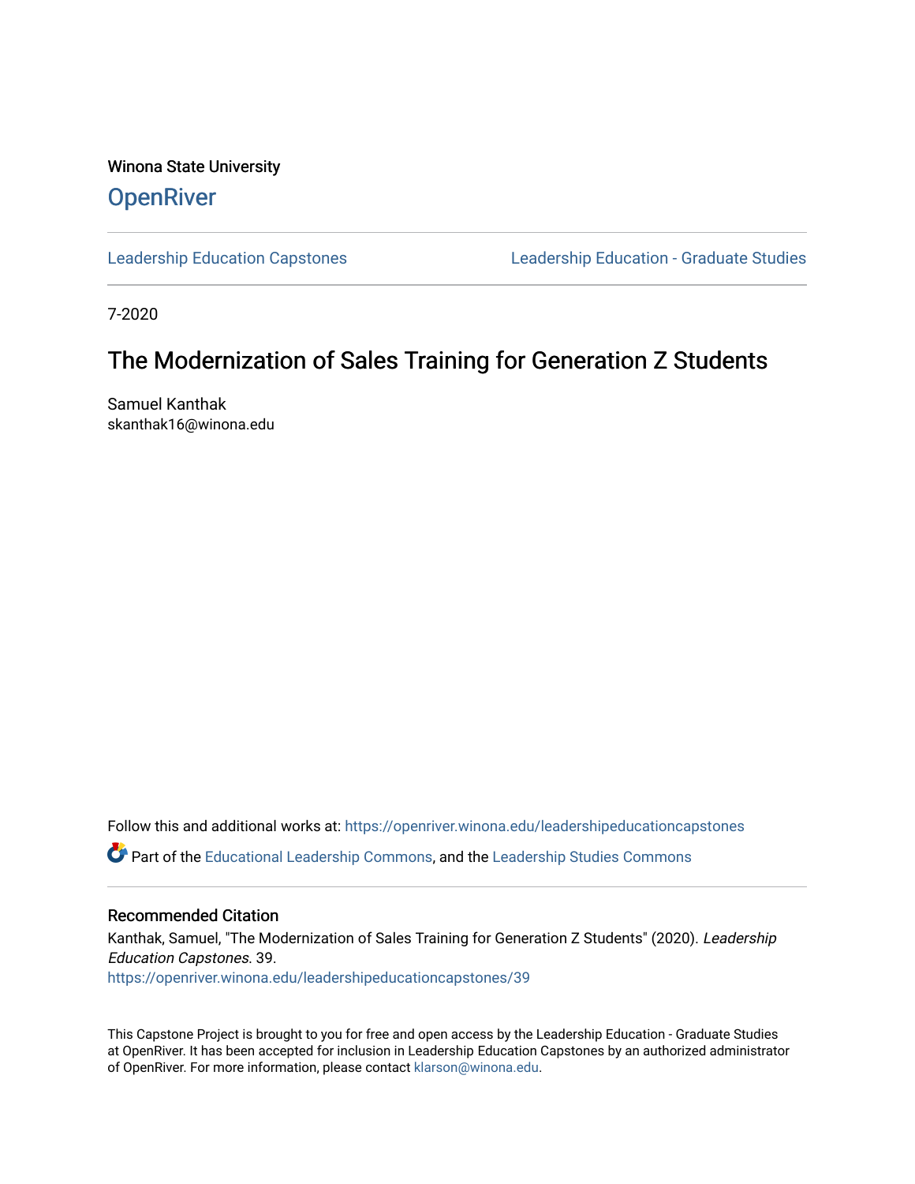Winona State University

## OpenRiver

Leadership Education Capstones

Leadership Education - Graduate Studies

7-2020

# The Modernization of Sales Training for Generation Z Students

Samuel Kanthak
skanthak16@winona.edu

Follow this and additional works at: https://openriver.winona.edu/leadershipeducationcapstones

Part of the Educational Leadership Commons, and the Leadership Studies Commons

### Recommended Citation

Kanthak, Samuel, "The Modernization of Sales Training for Generation Z Students" (2020). *Leadership Education Capstones*. 39.
https://openriver.winona.edu/leadershipeducationcapstones/39

This Capstone Project is brought to you for free and open access by the Leadership Education - Graduate Studies at OpenRiver. It has been accepted for inclusion in Leadership Education Capstones by an authorized administrator of OpenRiver. For more information, please contact klarson@winona.edu.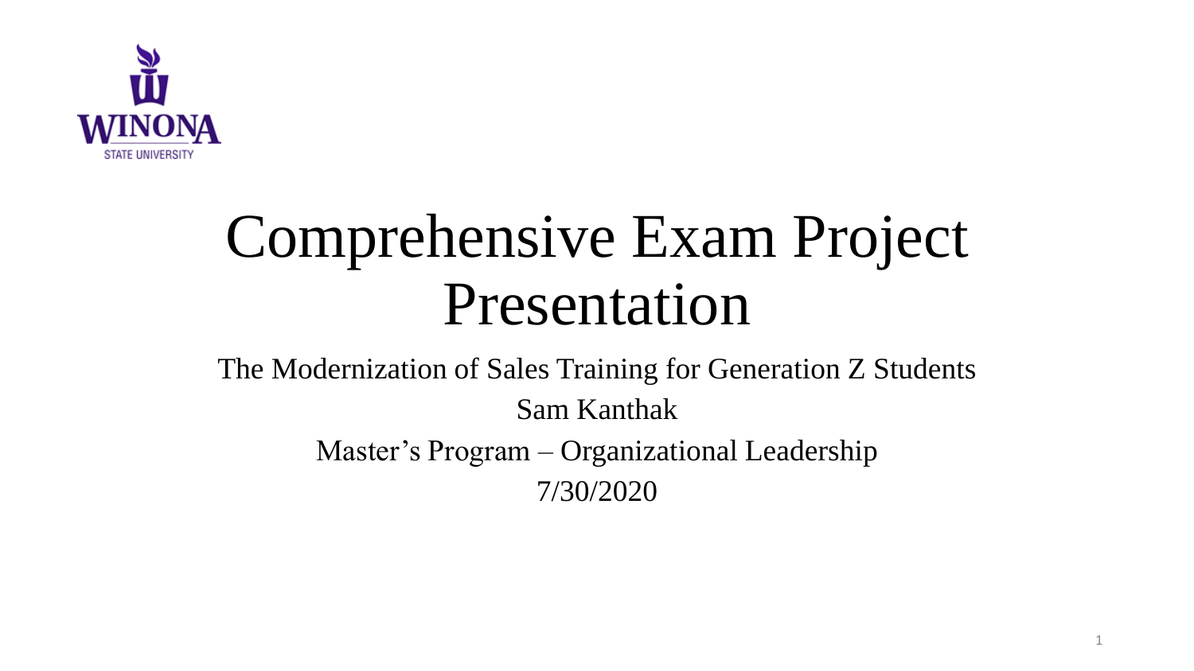# Comprehensive Exam Project Presentation

The Modernization of Sales Training for Generation Z Students

Sam Kanthak

Master's Program – Organizational Leadership

7/30/2020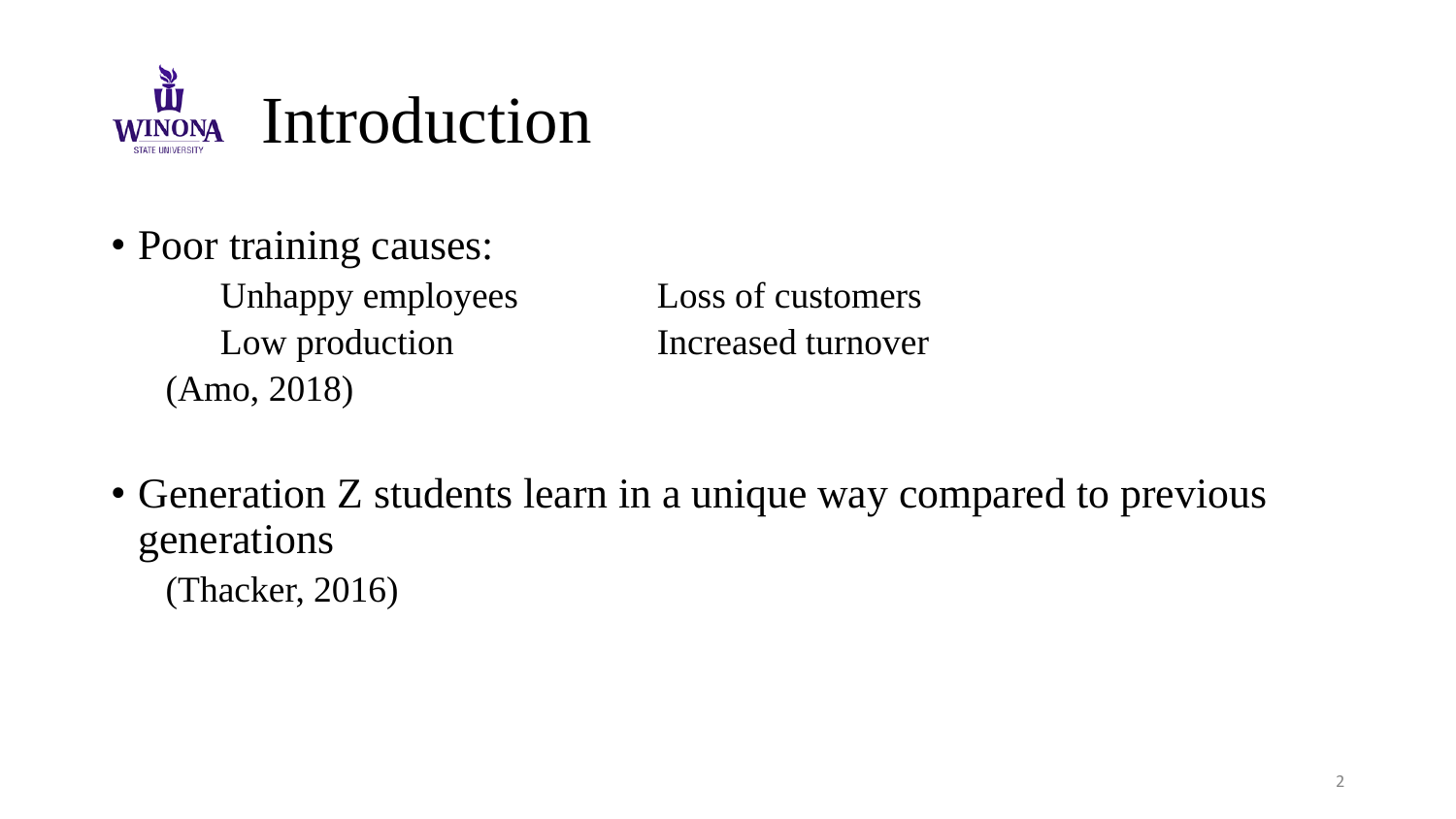# Introduction

- Poor training causes:
  - Unhappy employees
  - Low production
  - Loss of customers
  - Increased turnover

  (Amo, 2018)

- Generation Z students learn in a unique way compared to previous generations

  (Thacker, 2016)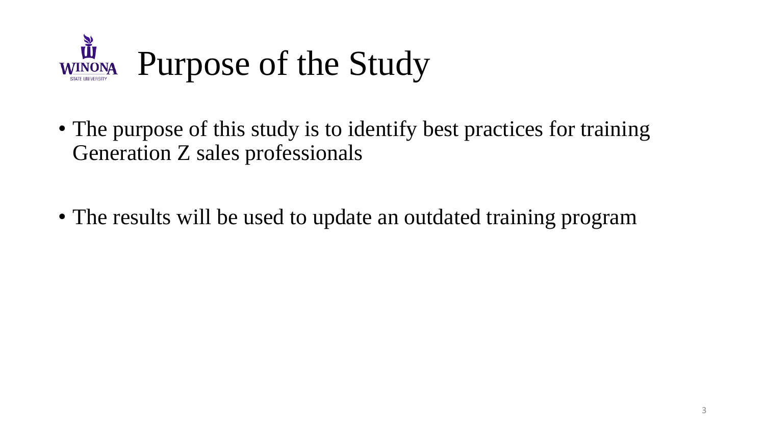# Purpose of the Study

- The purpose of this study is to identify best practices for training Generation Z sales professionals
- The results will be used to update an outdated training program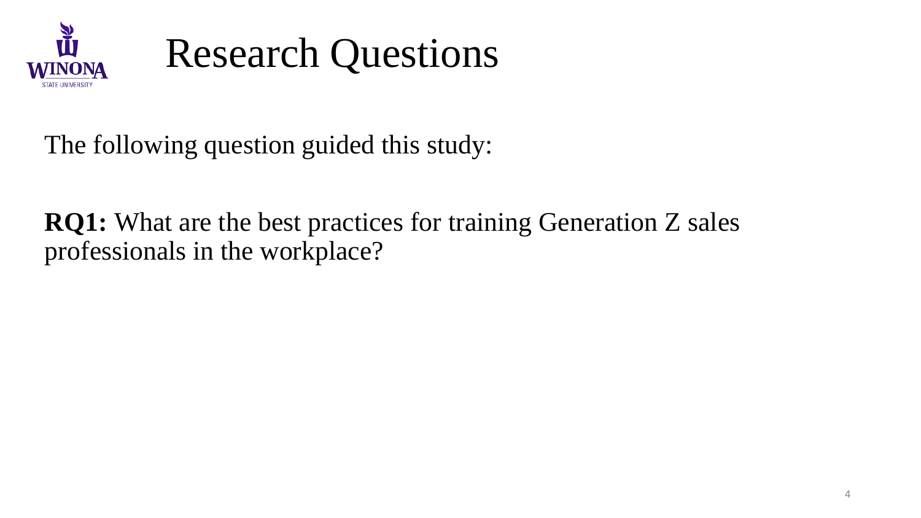# Research Questions

The following question guided this study:

**RQ1:** What are the best practices for training Generation Z sales professionals in the workplace?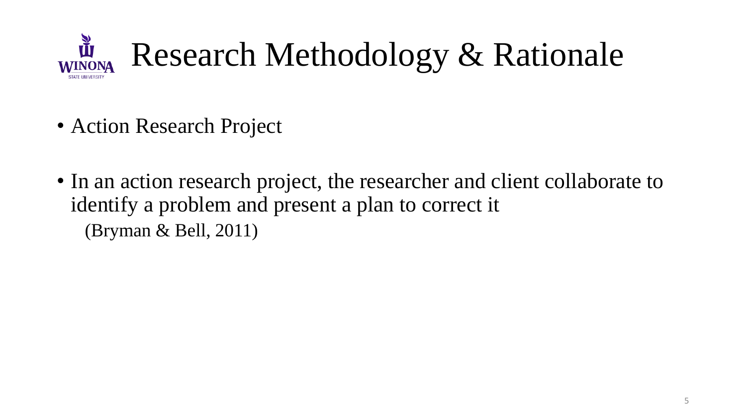# Research Methodology & Rationale

- Action Research Project

- In an action research project, the researcher and client collaborate to identify a problem and present a plan to correct it
  (Bryman & Bell, 2011)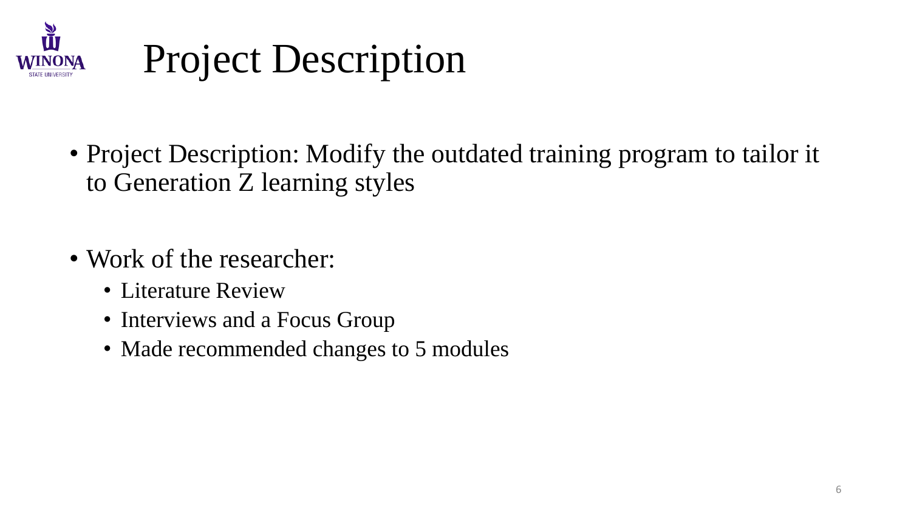# Project Description

- Project Description: Modify the outdated training program to tailor it to Generation Z learning styles

- Work of the researcher:
  - Literature Review
  - Interviews and a Focus Group
  - Made recommended changes to 5 modules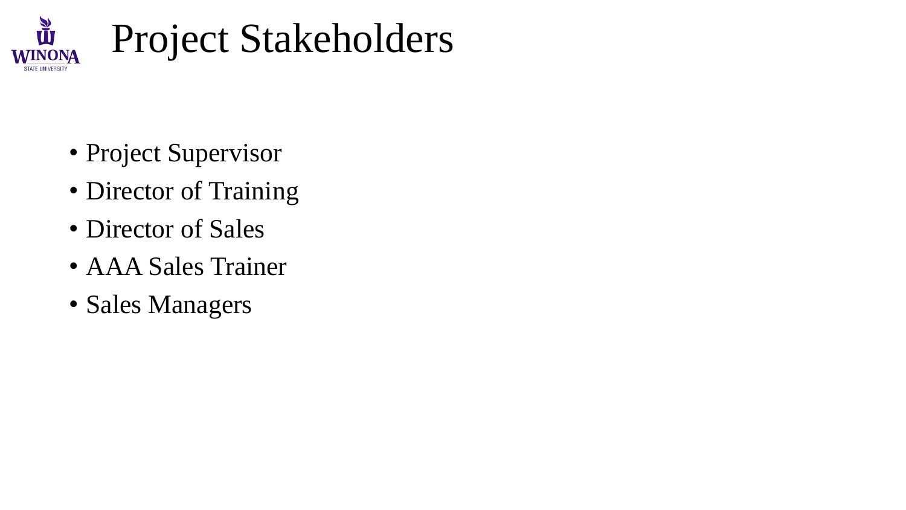# Project Stakeholders

- Project Supervisor
- Director of Training
- Director of Sales
- AAA Sales Trainer
- Sales Managers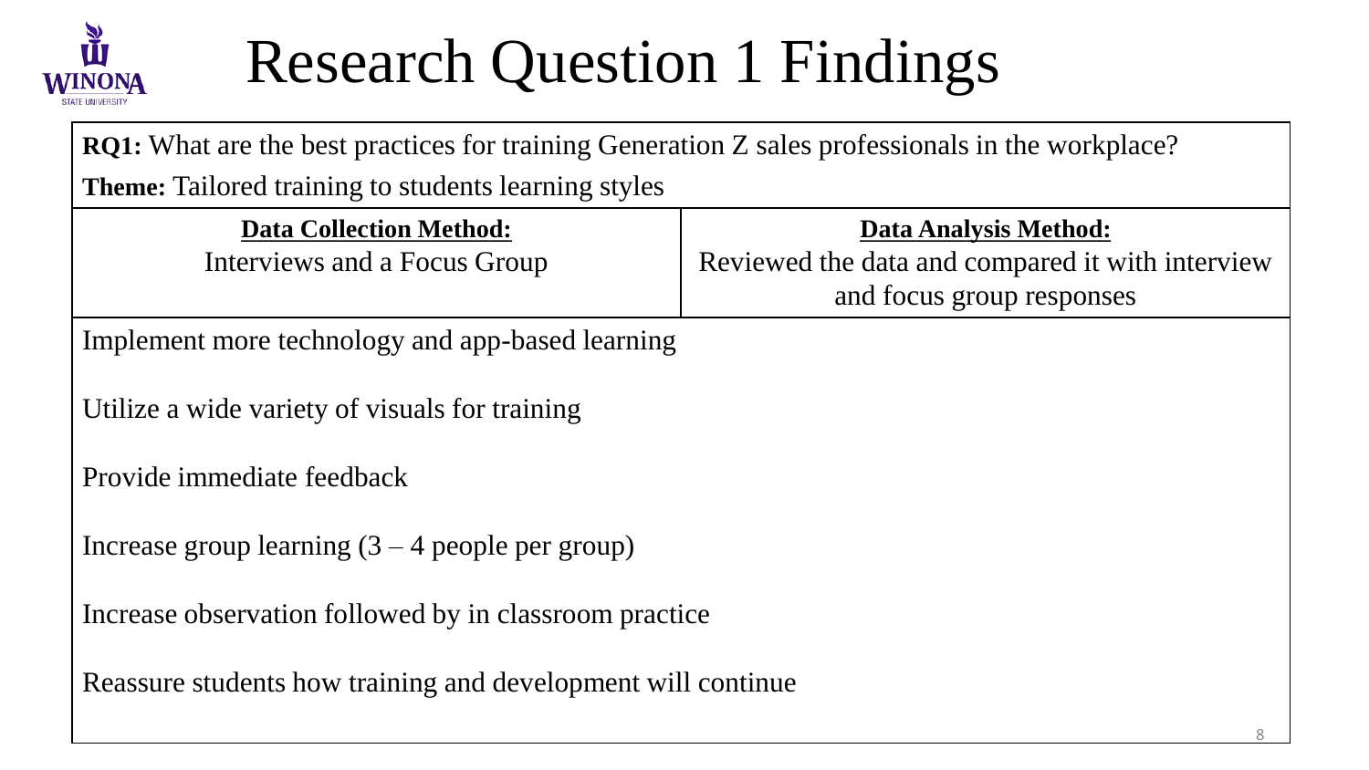# Research Question 1 Findings

**RQ1:** What are the best practices for training Generation Z sales professionals in the workplace?

**Theme:** Tailored training to students learning styles

| **Data Collection Method:** | **Data Analysis Method:** |
| --- | --- |
| Interviews and a Focus Group | Reviewed the data and compared it with interview and focus group responses |

Implement more technology and app-based learning

Utilize a wide variety of visuals for training

Provide immediate feedback

Increase group learning (3 – 4 people per group)

Increase observation followed by in classroom practice

Reassure students how training and development will continue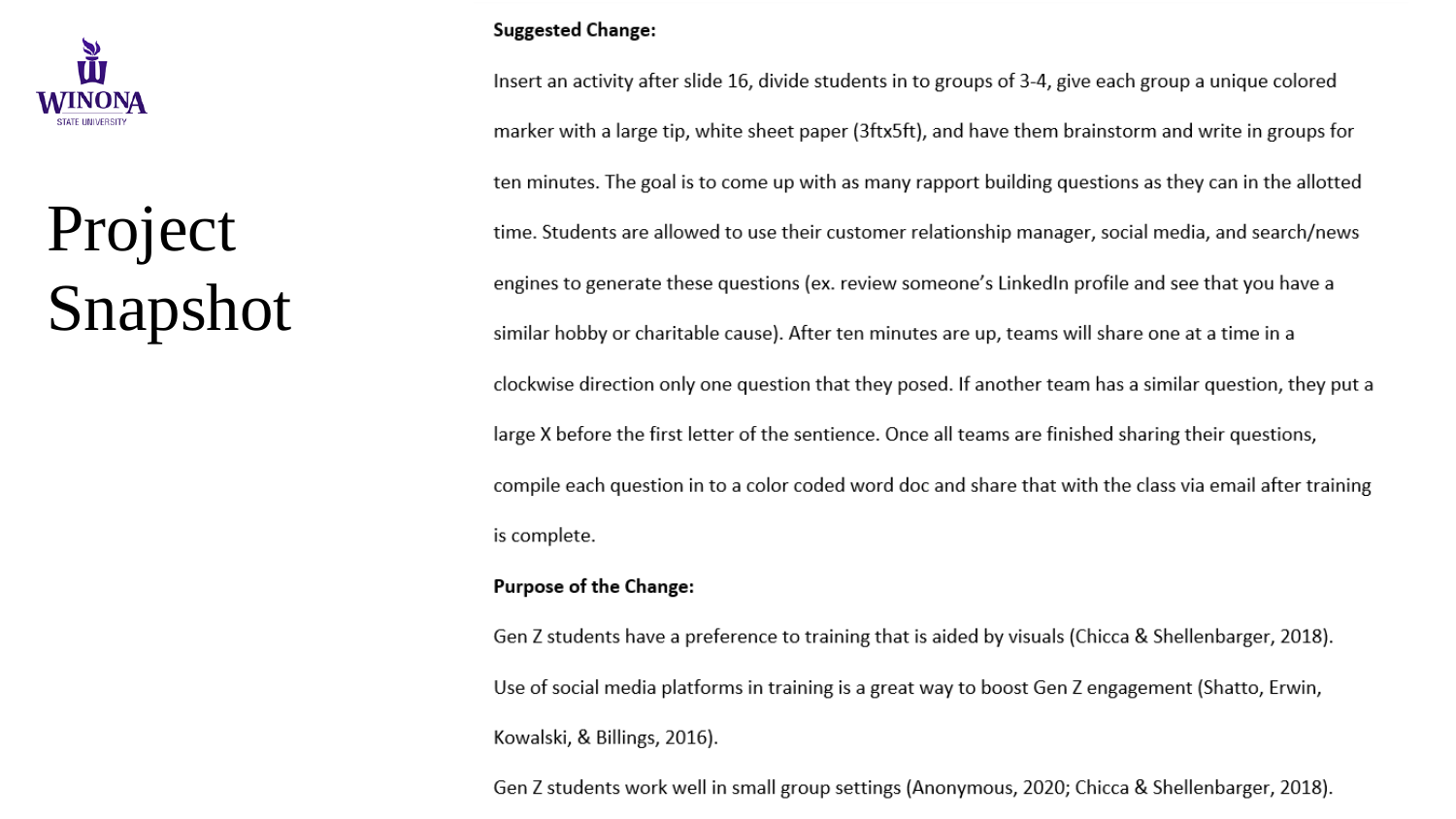# Project Snapshot

**Suggested Change:**

Insert an activity after slide 16, divide students in to groups of 3-4, give each group a unique colored marker with a large tip, white sheet paper (3ftx5ft), and have them brainstorm and write in groups for ten minutes. The goal is to come up with as many rapport building questions as they can in the allotted time. Students are allowed to use their customer relationship manager, social media, and search/news engines to generate these questions (ex. review someone's LinkedIn profile and see that you have a similar hobby or charitable cause). After ten minutes are up, teams will share one at a time in a clockwise direction only one question that they posed. If another team has a similar question, they put a large X before the first letter of the sentience. Once all teams are finished sharing their questions, compile each question in to a color coded word doc and share that with the class via email after training is complete.

**Purpose of the Change:**

Gen Z students have a preference to training that is aided by visuals (Chicca & Shellenbarger, 2018).

Use of social media platforms in training is a great way to boost Gen Z engagement (Shatto, Erwin, Kowalski, & Billings, 2016).

Gen Z students work well in small group settings (Anonymous, 2020; Chicca & Shellenbarger, 2018).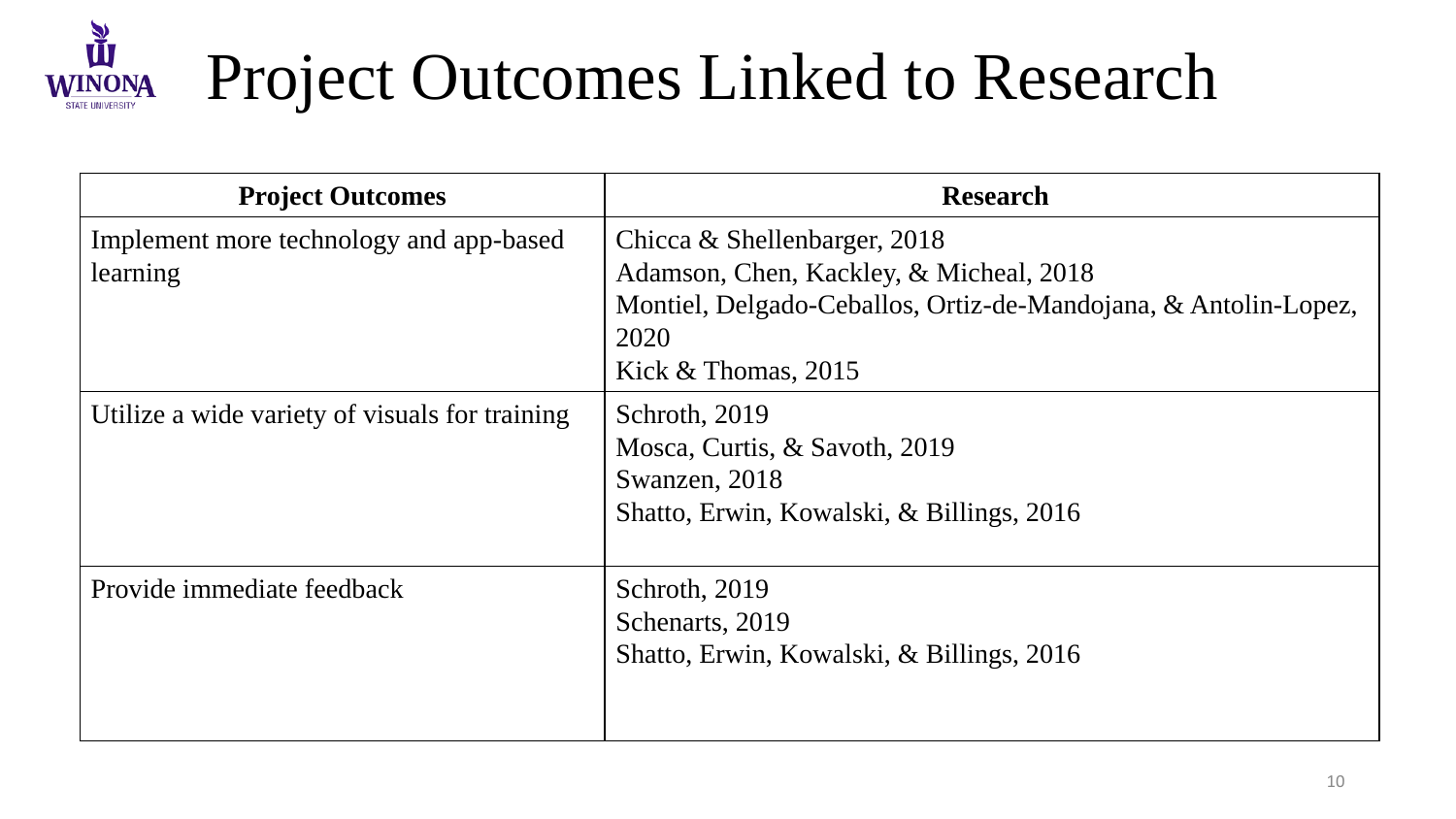# Project Outcomes Linked to Research

| Project Outcomes | Research |
| --- | --- |
| Implement more technology and app-based learning | Chicca & Shellenbarger, 2018<br>Adamson, Chen, Kackley, & Micheal, 2018<br>Montiel, Delgado-Ceballos, Ortiz-de-Mandojana, & Antolin-Lopez, 2020<br>Kick & Thomas, 2015 |
| Utilize a wide variety of visuals for training | Schroth, 2019<br>Mosca, Curtis, & Savoth, 2019<br>Swanzen, 2018<br>Shatto, Erwin, Kowalski, & Billings, 2016 |
| Provide immediate feedback | Schroth, 2019<br>Schenarts, 2019<br>Shatto, Erwin, Kowalski, & Billings, 2016 |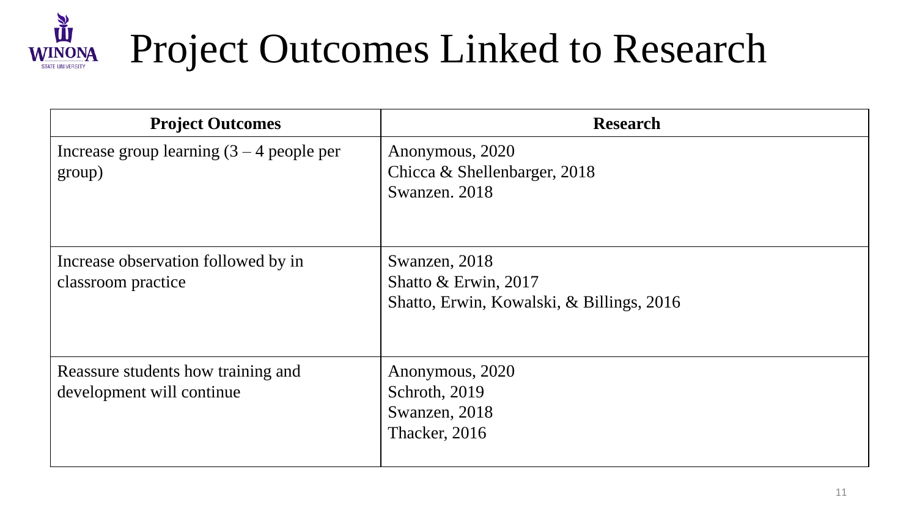# Project Outcomes Linked to Research

| Project Outcomes | Research |
|---|---|
| Increase group learning (3 – 4 people per group) | Anonymous, 2020<br>Chicca & Shellenbarger, 2018<br>Swanzen. 2018 |
| Increase observation followed by in classroom practice | Swanzen, 2018<br>Shatto & Erwin, 2017<br>Shatto, Erwin, Kowalski, & Billings, 2016 |
| Reassure students how training and development will continue | Anonymous, 2020<br>Schroth, 2019<br>Swanzen, 2018<br>Thacker, 2016 |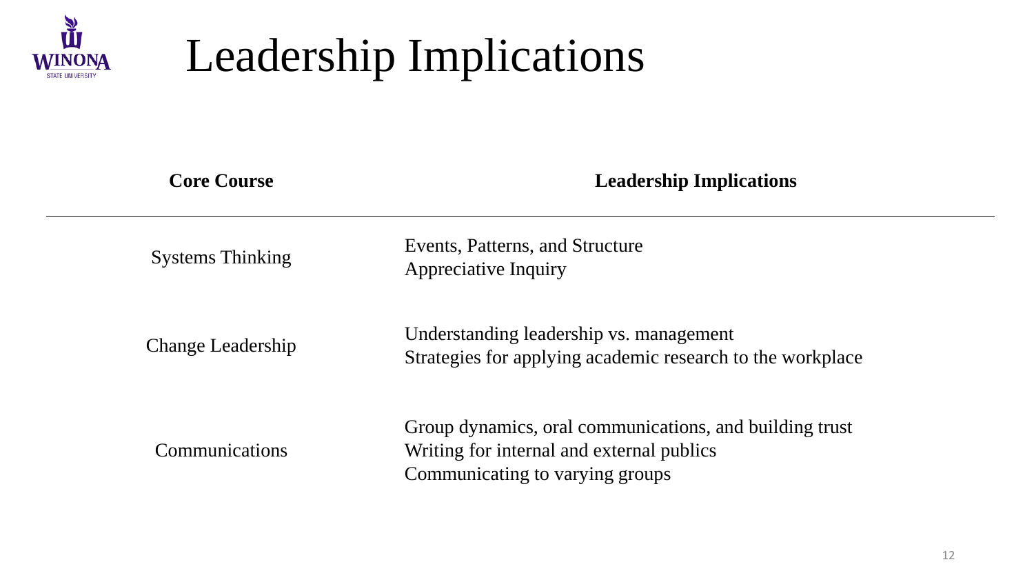# Leadership Implications

| Core Course | Leadership Implications |
| --- | --- |
| Systems Thinking | Events, Patterns, and Structure<br>Appreciative Inquiry |
| Change Leadership | Understanding leadership vs. management<br>Strategies for applying academic research to the workplace |
| Communications | Group dynamics, oral communications, and building trust<br>Writing for internal and external publics<br>Communicating to varying groups |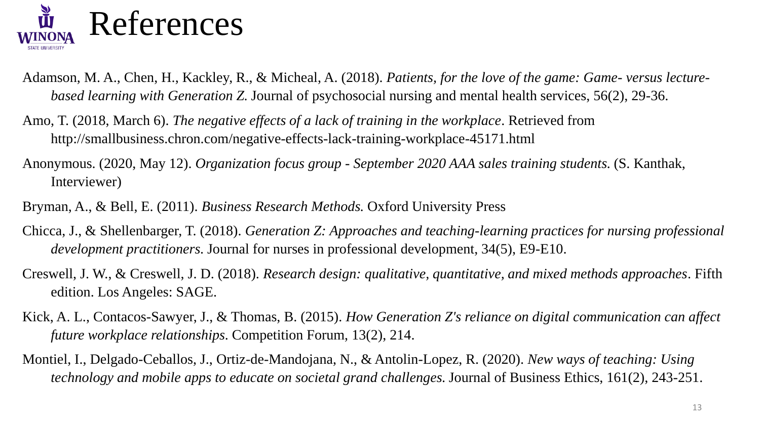# References

Adamson, M. A., Chen, H., Kackley, R., & Micheal, A. (2018). *Patients, for the love of the game: Game- versus lecture-based learning with Generation Z.* Journal of psychosocial nursing and mental health services, 56(2), 29-36.

Amo, T. (2018, March 6). *The negative effects of a lack of training in the workplace*. Retrieved from http://smallbusiness.chron.com/negative-effects-lack-training-workplace-45171.html

Anonymous. (2020, May 12). *Organization focus group - September 2020 AAA sales training students.* (S. Kanthak, Interviewer)

Bryman, A., & Bell, E. (2011). *Business Research Methods.* Oxford University Press

Chicca, J., & Shellenbarger, T. (2018). *Generation Z: Approaches and teaching-learning practices for nursing professional development practitioners.* Journal for nurses in professional development, 34(5), E9-E10.

Creswell, J. W., & Creswell, J. D. (2018). *Research design: qualitative, quantitative, and mixed methods approaches*. Fifth edition. Los Angeles: SAGE.

Kick, A. L., Contacos-Sawyer, J., & Thomas, B. (2015). *How Generation Z's reliance on digital communication can affect future workplace relationships*. Competition Forum, 13(2), 214.

Montiel, I., Delgado-Ceballos, J., Ortiz-de-Mandojana, N., & Antolin-Lopez, R. (2020). *New ways of teaching: Using technology and mobile apps to educate on societal grand challenges.* Journal of Business Ethics, 161(2), 243-251.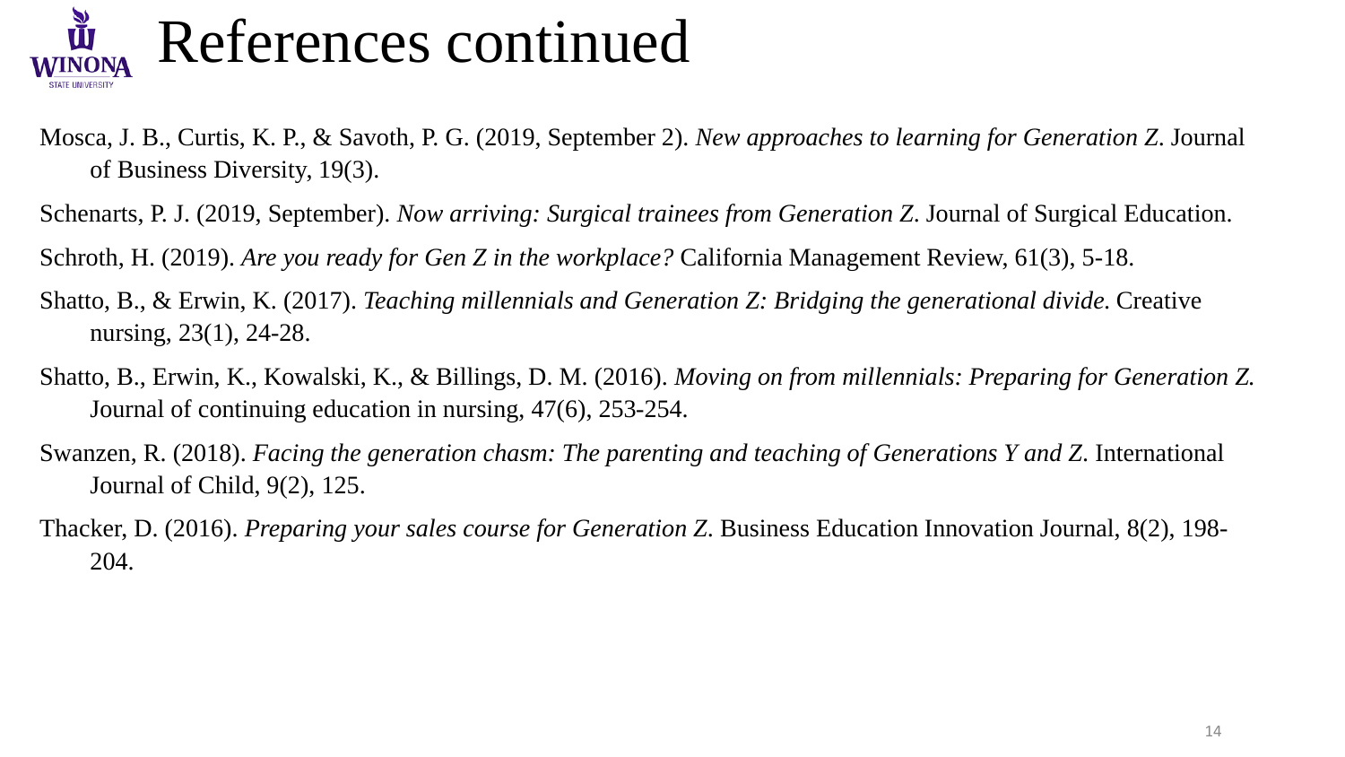# References continued

Mosca, J. B., Curtis, K. P., & Savoth, P. G. (2019, September 2). *New approaches to learning for Generation Z*. Journal of Business Diversity, 19(3).

Schenarts, P. J. (2019, September). *Now arriving: Surgical trainees from Generation Z*. Journal of Surgical Education.

Schroth, H. (2019). *Are you ready for Gen Z in the workplace?* California Management Review, 61(3), 5-18.

Shatto, B., & Erwin, K. (2017). *Teaching millennials and Generation Z: Bridging the generational divide*. Creative nursing, 23(1), 24-28.

Shatto, B., Erwin, K., Kowalski, K., & Billings, D. M. (2016). *Moving on from millennials: Preparing for Generation Z.* Journal of continuing education in nursing, 47(6), 253-254.

Swanzen, R. (2018). *Facing the generation chasm: The parenting and teaching of Generations Y and Z*. International Journal of Child, 9(2), 125.

Thacker, D. (2016). *Preparing your sales course for Generation Z.* Business Education Innovation Journal, 8(2), 198-204.